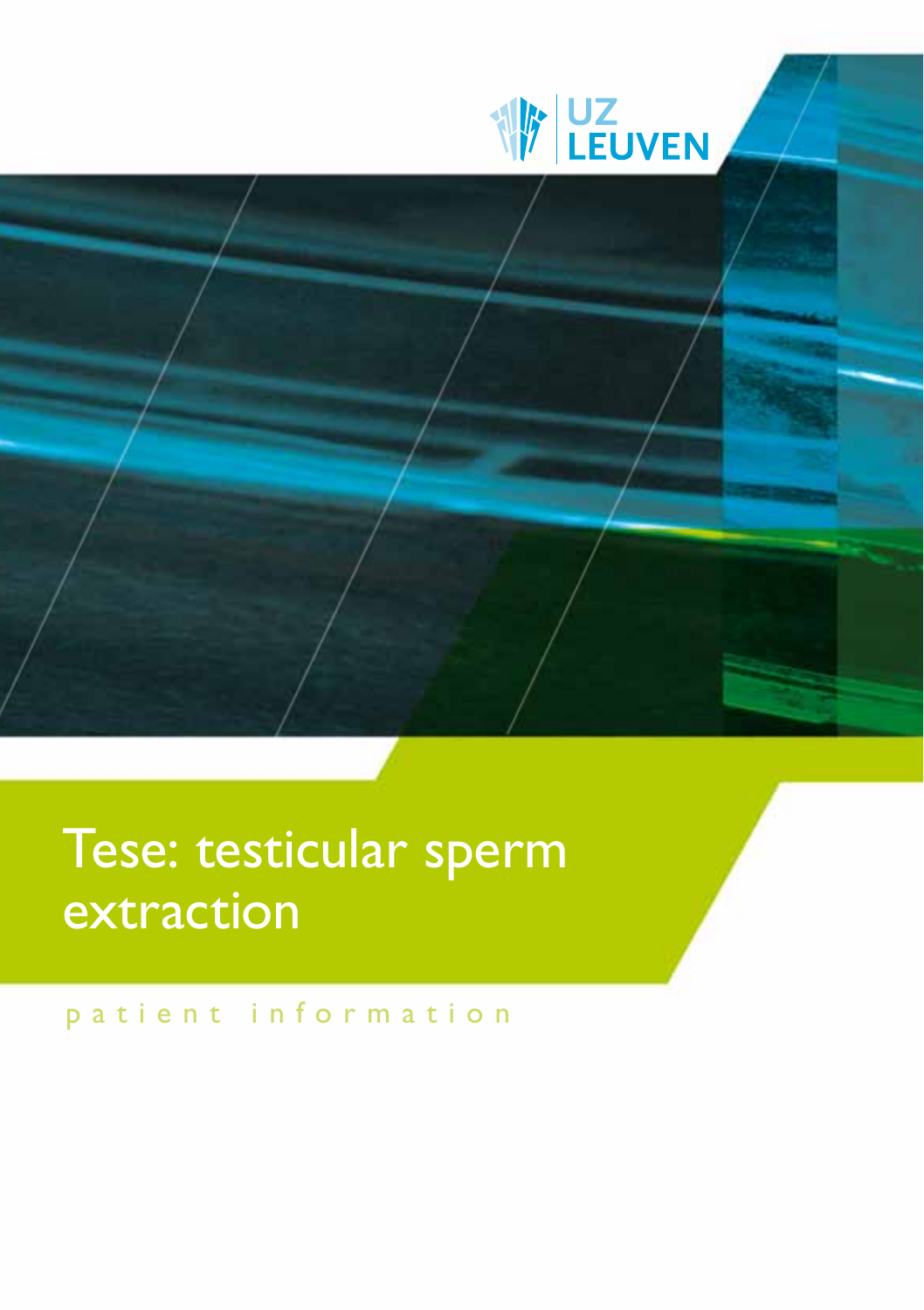UZ LEUVEN

# Tese: testicular sperm extraction

patient information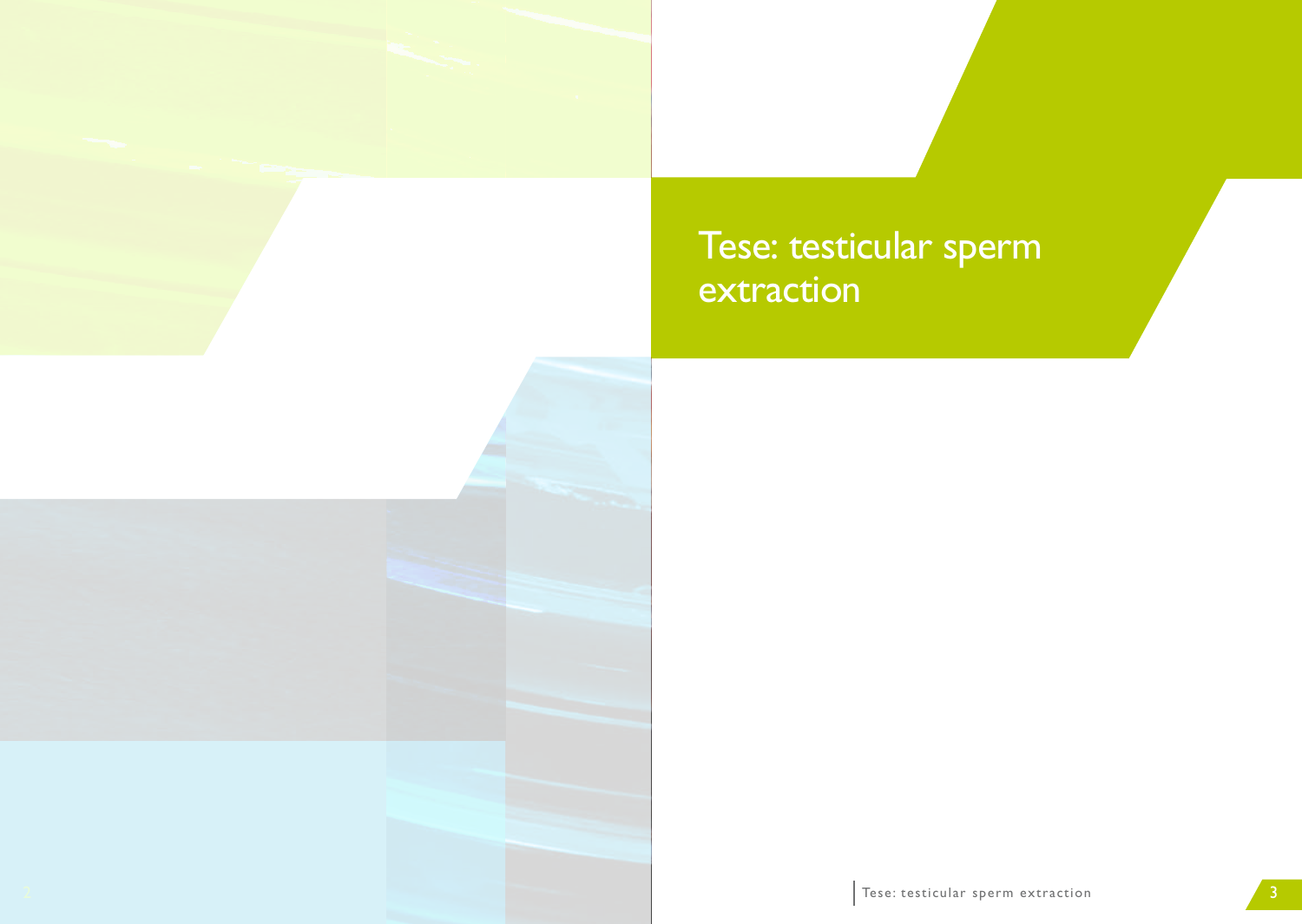# Tese: testicular sperm extraction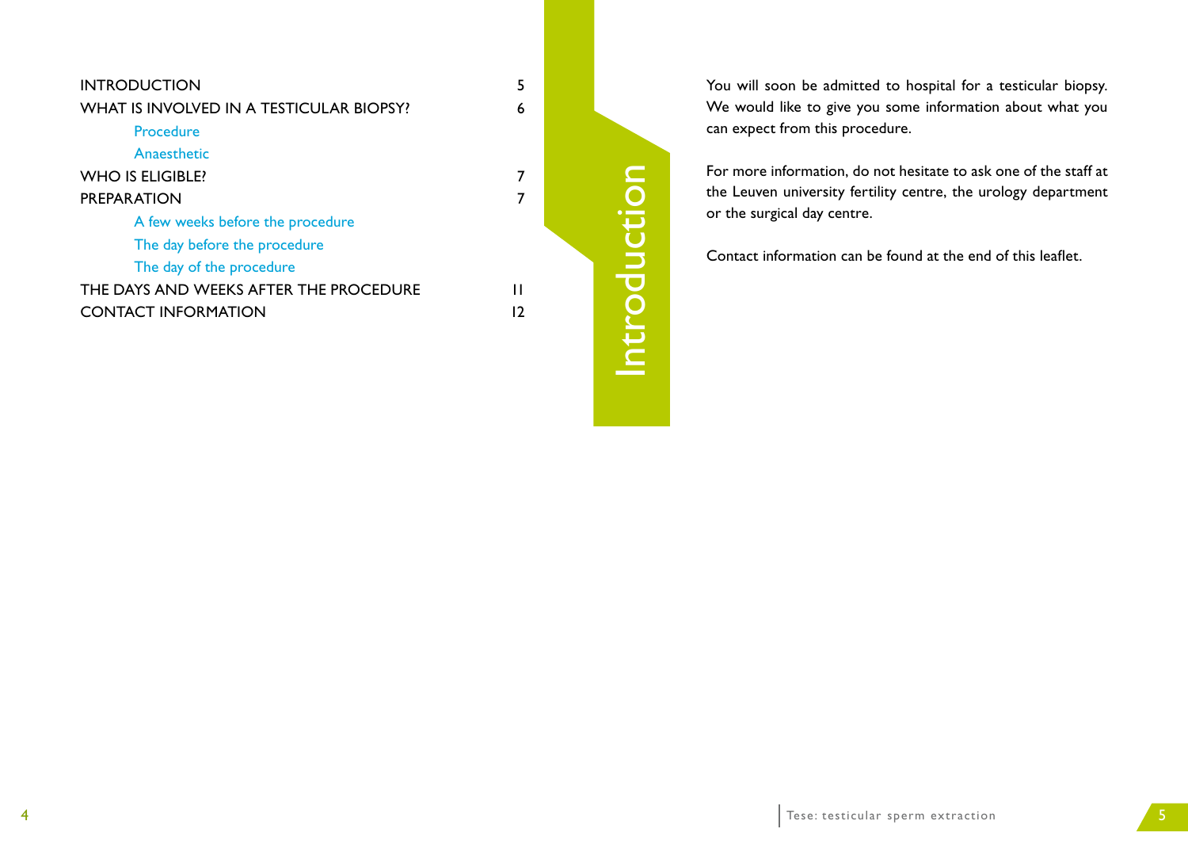| | |
|---|---|
| INTRODUCTION | 5 |
| WHAT IS INVOLVED IN A TESTICULAR BIOPSY? | 6 |
| Procedure | |
| Anaesthetic | |
| WHO IS ELIGIBLE? | 7 |
| PREPARATION | 7 |
| A few weeks before the procedure | |
| The day before the procedure | |
| The day of the procedure | |
| THE DAYS AND WEEKS AFTER THE PROCEDURE | 11 |
| CONTACT INFORMATION | 12 |

# Introduction

You will soon be admitted to hospital for a testicular biopsy. We would like to give you some information about what you can expect from this procedure.

For more information, do not hesitate to ask one of the staff at the Leuven university fertility centre, the urology department or the surgical day centre.

Contact information can be found at the end of this leaflet.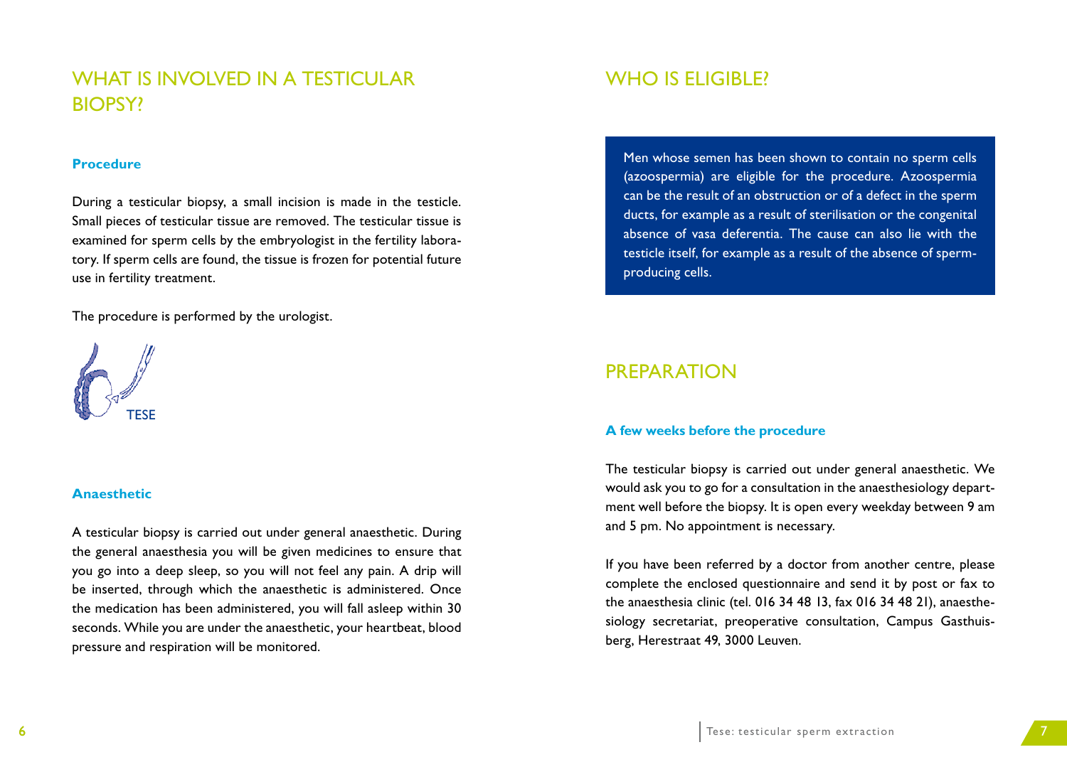## WHAT IS INVOLVED IN A TESTICULAR BIOPSY?

### Procedure

During a testicular biopsy, a small incision is made in the testicle. Small pieces of testicular tissue are removed. The testicular tissue is examined for sperm cells by the embryologist in the fertility laboratory. If sperm cells are found, the tissue is frozen for potential future use in fertility treatment.

The procedure is performed by the urologist.

TESE

### Anaesthetic

A testicular biopsy is carried out under general anaesthetic. During the general anaesthesia you will be given medicines to ensure that you go into a deep sleep, so you will not feel any pain. A drip will be inserted, through which the anaesthetic is administered. Once the medication has been administered, you will fall asleep within 30 seconds. While you are under the anaesthetic, your heartbeat, blood pressure and respiration will be monitored.

## WHO IS ELIGIBLE?

Men whose semen has been shown to contain no sperm cells (azoospermia) are eligible for the procedure. Azoospermia can be the result of an obstruction or of a defect in the sperm ducts, for example as a result of sterilisation or the congenital absence of vasa deferentia. The cause can also lie with the testicle itself, for example as a result of the absence of sperm-producing cells.

## PREPARATION

### A few weeks before the procedure

The testicular biopsy is carried out under general anaesthetic. We would ask you to go for a consultation in the anaesthesiology department well before the biopsy. It is open every weekday between 9 am and 5 pm. No appointment is necessary.

If you have been referred by a doctor from another centre, please complete the enclosed questionnaire and send it by post or fax to the anaesthesia clinic (tel. 016 34 48 13, fax 016 34 48 21), anaesthesiology secretariat, preoperative consultation, Campus Gasthuisberg, Herestraat 49, 3000 Leuven.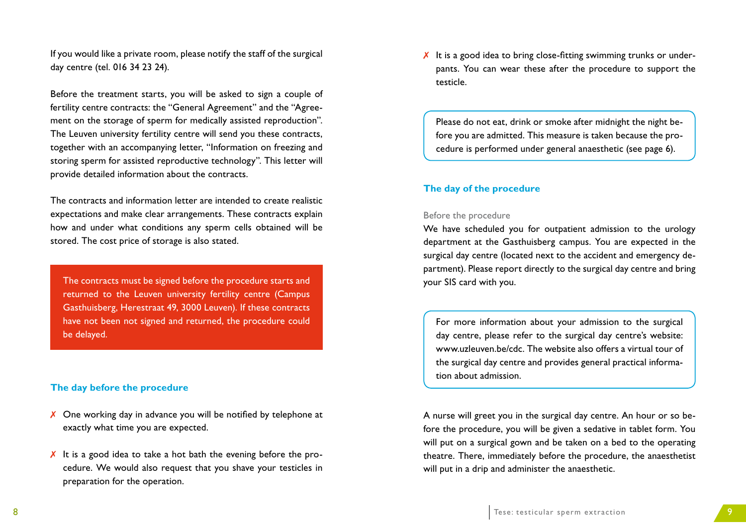If you would like a private room, please notify the staff of the surgical day centre (tel. 016 34 23 24).

Before the treatment starts, you will be asked to sign a couple of fertility centre contracts: the "General Agreement" and the "Agreement on the storage of sperm for medically assisted reproduction". The Leuven university fertility centre will send you these contracts, together with an accompanying letter, "Information on freezing and storing sperm for assisted reproductive technology". This letter will provide detailed information about the contracts.

The contracts and information letter are intended to create realistic expectations and make clear arrangements. These contracts explain how and under what conditions any sperm cells obtained will be stored. The cost price of storage is also stated.

> The contracts must be signed before the procedure starts and returned to the Leuven university fertility centre (Campus Gasthuisberg, Herestraat 49, 3000 Leuven). If these contracts have not been not signed and returned, the procedure could be delayed.

## The day before the procedure

- One working day in advance you will be notified by telephone at exactly what time you are expected.
- It is a good idea to take a hot bath the evening before the procedure. We would also request that you shave your testicles in preparation for the operation.
- It is a good idea to bring close-fitting swimming trunks or underpants. You can wear these after the procedure to support the testicle.

> Please do not eat, drink or smoke after midnight the night before you are admitted. This measure is taken because the procedure is performed under general anaesthetic (see page 6).

## The day of the procedure

### Before the procedure

We have scheduled you for outpatient admission to the urology department at the Gasthuisberg campus. You are expected in the surgical day centre (located next to the accident and emergency department). Please report directly to the surgical day centre and bring your SIS card with you.

> For more information about your admission to the surgical day centre, please refer to the surgical day centre's website: www.uzleuven.be/cdc. The website also offers a virtual tour of the surgical day centre and provides general practical information about admission.

A nurse will greet you in the surgical day centre. An hour or so before the procedure, you will be given a sedative in tablet form. You will put on a surgical gown and be taken on a bed to the operating theatre. There, immediately before the procedure, the anaesthetist will put in a drip and administer the anaesthetic.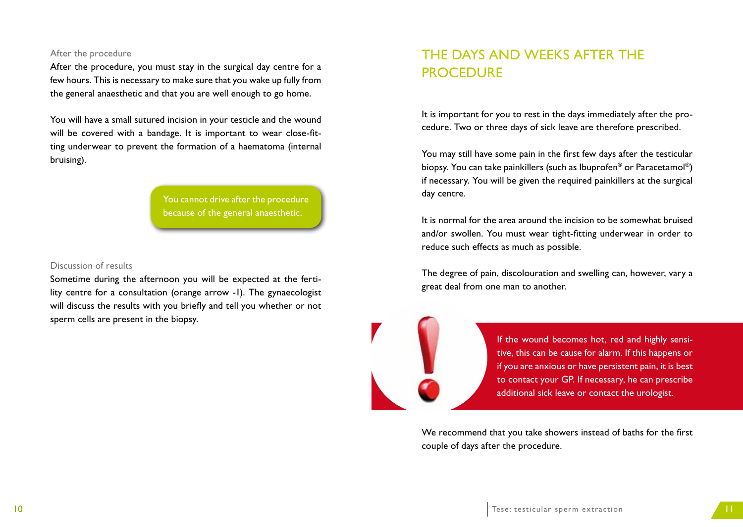### After the procedure

After the procedure, you must stay in the surgical day centre for a few hours. This is necessary to make sure that you wake up fully from the general anaesthetic and that you are well enough to go home.

You will have a small sutured incision in your testicle and the wound will be covered with a bandage. It is important to wear close-fitting underwear to prevent the formation of a haematoma (internal bruising).

You cannot drive after the procedure because of the general anaesthetic.

### Discussion of results

Sometime during the afternoon you will be expected at the fertility centre for a consultation (orange arrow -1). The gynaecologist will discuss the results with you briefly and tell you whether or not sperm cells are present in the biopsy.

## THE DAYS AND WEEKS AFTER THE PROCEDURE

It is important for you to rest in the days immediately after the procedure. Two or three days of sick leave are therefore prescribed.

You may still have some pain in the first few days after the testicular biopsy. You can take painkillers (such as Ibuprofen® or Paracetamol®) if necessary. You will be given the required painkillers at the surgical day centre.

It is normal for the area around the incision to be somewhat bruised and/or swollen. You must wear tight-fitting underwear in order to reduce such effects as much as possible.

The degree of pain, discolouration and swelling can, however, vary a great deal from one man to another.

If the wound becomes hot, red and highly sensitive, this can be cause for alarm. If this happens or if you are anxious or have persistent pain, it is best to contact your GP. If necessary, he can prescribe additional sick leave or contact the urologist.

We recommend that you take showers instead of baths for the first couple of days after the procedure.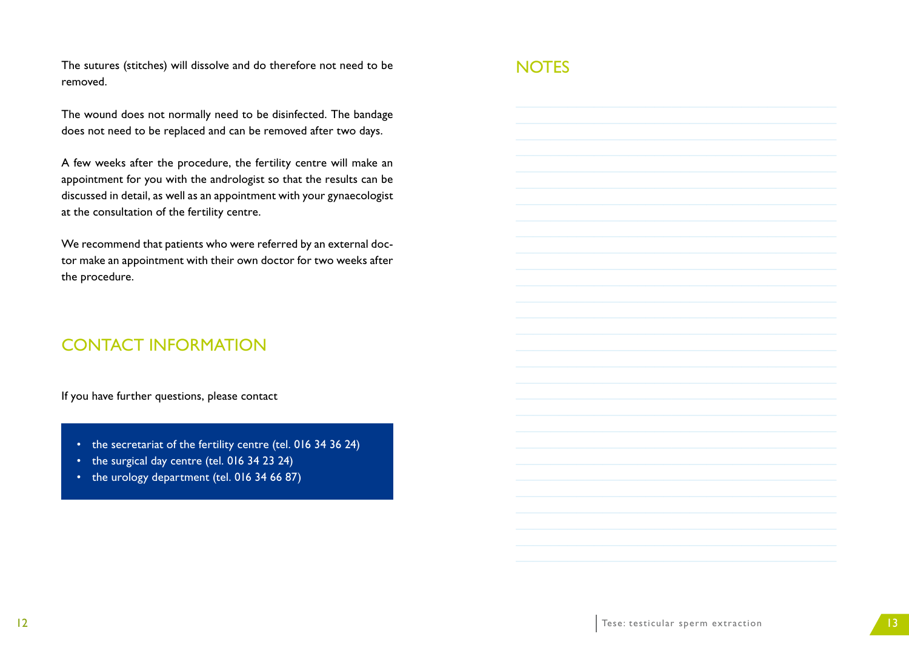The sutures (stitches) will dissolve and do therefore not need to be removed.

The wound does not normally need to be disinfected. The bandage does not need to be replaced and can be removed after two days.

A few weeks after the procedure, the fertility centre will make an appointment for you with the andrologist so that the results can be discussed in detail, as well as an appointment with your gynaecologist at the consultation of the fertility centre.

We recommend that patients who were referred by an external doctor make an appointment with their own doctor for two weeks after the procedure.

## CONTACT INFORMATION

If you have further questions, please contact

- the secretariat of the fertility centre (tel. 016 34 36 24)
- the surgical day centre (tel. 016 34 23 24)
- the urology department (tel. 016 34 66 87)

## NOTES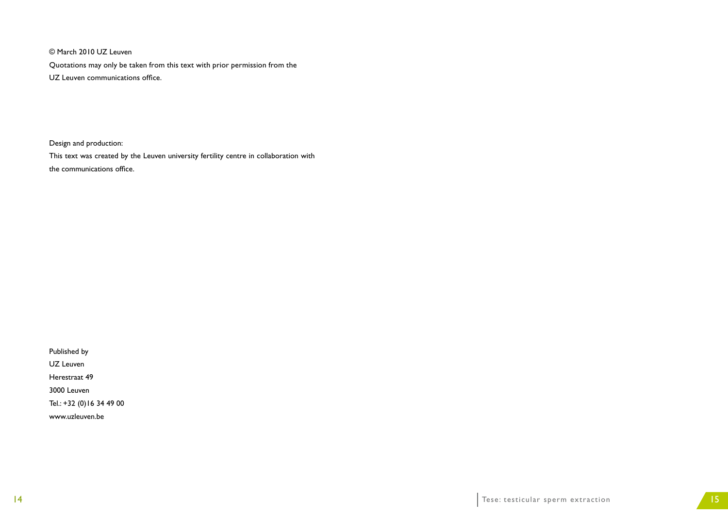© March 2010 UZ Leuven

Quotations may only be taken from this text with prior permission from the UZ Leuven communications office.

Design and production:

This text was created by the Leuven university fertility centre in collaboration with the communications office.

Published by
UZ Leuven
Herestraat 49
3000 Leuven
Tel.: +32 (0)16 34 49 00
www.uzleuven.be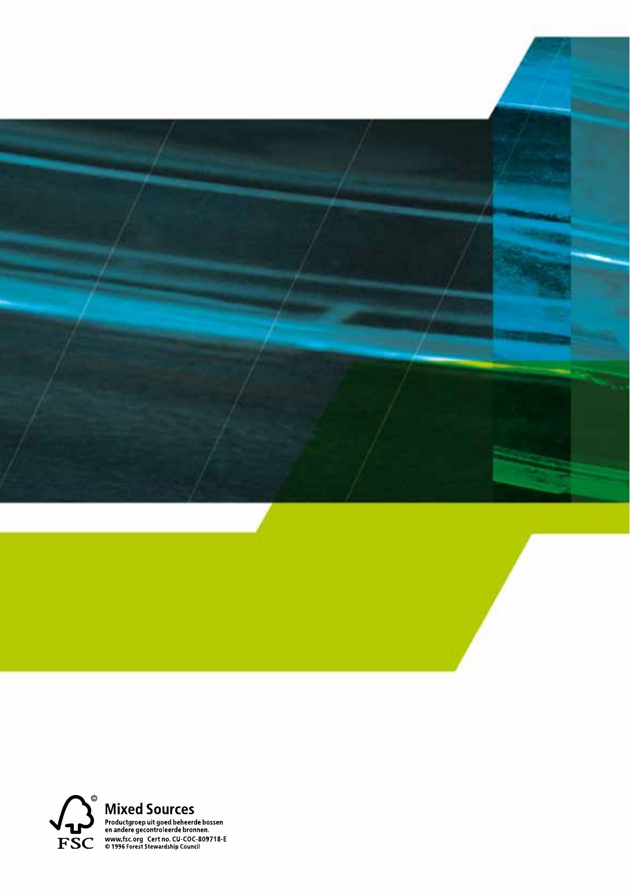**Mixed Sources**

Productgroep uit goed beheerde bossen
en andere gecontroleerde bronnen.
www.fsc.org Cert no. CU-COC-809718-E
© 1996 Forest Stewardship Council